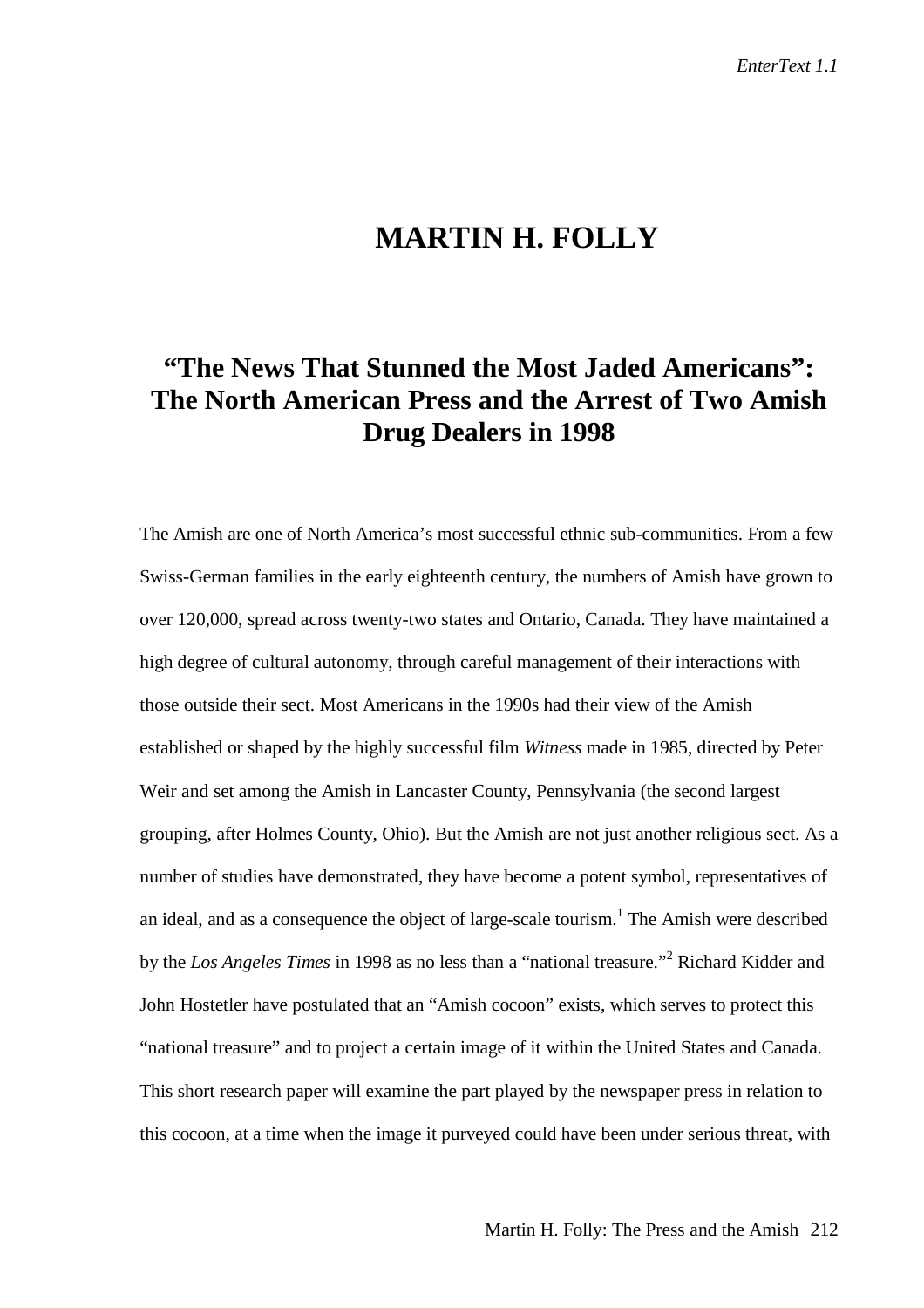# MARTIN H. FOLLY

## "The News That Stunned the Most Jaded Americans": The North American Press and the Arrest of Two Amish Drug Dealers in 1998

The Amish are one of North America's most successful ethnic sub-communities. From a few Swiss-German families in the early eighteenth century, the numbers of Amish have grown to over 120,000, spread across twenty-two states and Ontario, Canada. They have maintained a high degree of cultural autonomy, through careful management of their interactions with those outside their sect. Most Americans in the 1990s had their view of the Amish established or shaped by the highly successful film *Witness* made in 1985, directed by Peter Weir and set among the Amish in Lancaster County, Pennsylvania (the second largest grouping, after Holmes County, Ohio). But the Amish are not just another religious sect. As a number of studies have demonstrated, they have become a potent symbol, representatives of an ideal, and as a consequence the object of large-scale tourism.[1] The Amish were described by the *Los Angeles Times* in 1998 as no less than a "national treasure."[2] Richard Kidder and John Hostetler have postulated that an "Amish cocoon" exists, which serves to protect this "national treasure" and to project a certain image of it within the United States and Canada. This short research paper will examine the part played by the newspaper press in relation to this cocoon, at a time when the image it purveyed could have been under serious threat, with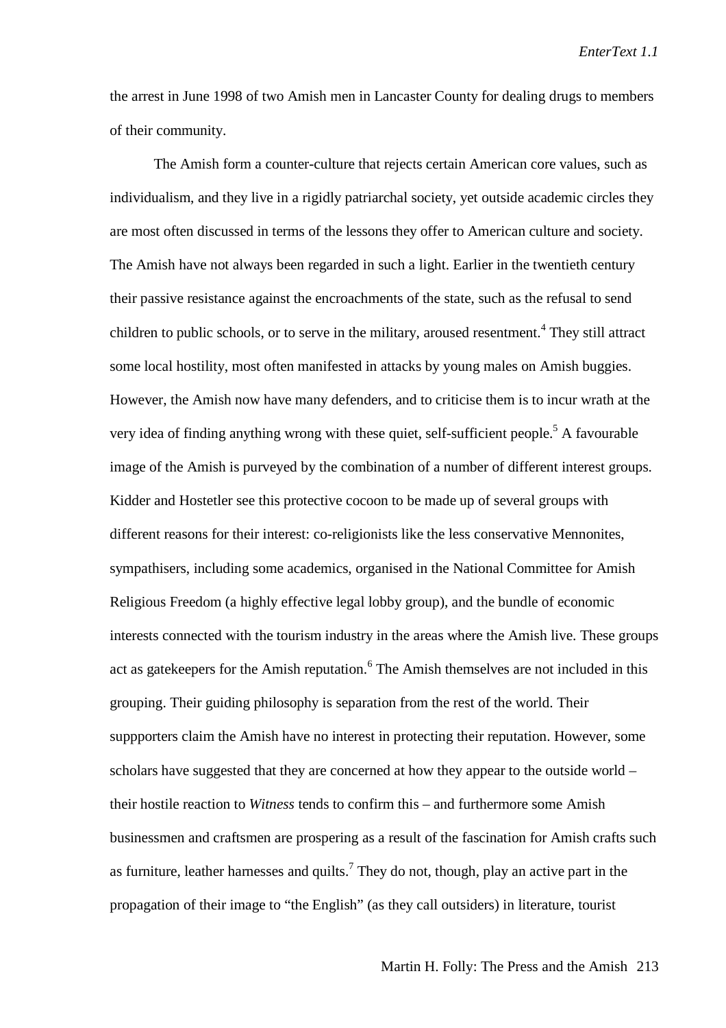the arrest in June 1998 of two Amish men in Lancaster County for dealing drugs to members of their community.

The Amish form a counter-culture that rejects certain American core values, such as individualism, and they live in a rigidly patriarchal society, yet outside academic circles they are most often discussed in terms of the lessons they offer to American culture and society. The Amish have not always been regarded in such a light. Earlier in the twentieth century their passive resistance against the encroachments of the state, such as the refusal to send children to public schools, or to serve in the military, aroused resentment.[4] They still attract some local hostility, most often manifested in attacks by young males on Amish buggies. However, the Amish now have many defenders, and to criticise them is to incur wrath at the very idea of finding anything wrong with these quiet, self-sufficient people.[5] A favourable image of the Amish is purveyed by the combination of a number of different interest groups. Kidder and Hostetler see this protective cocoon to be made up of several groups with different reasons for their interest: co-religionists like the less conservative Mennonites, sympathisers, including some academics, organised in the National Committee for Amish Religious Freedom (a highly effective legal lobby group), and the bundle of economic interests connected with the tourism industry in the areas where the Amish live. These groups act as gatekeepers for the Amish reputation.[6] The Amish themselves are not included in this grouping. Their guiding philosophy is separation from the rest of the world. Their suppporters claim the Amish have no interest in protecting their reputation. However, some scholars have suggested that they are concerned at how they appear to the outside world – their hostile reaction to *Witness* tends to confirm this – and furthermore some Amish businessmen and craftsmen are prospering as a result of the fascination for Amish crafts such as furniture, leather harnesses and quilts.[7] They do not, though, play an active part in the propagation of their image to "the English" (as they call outsiders) in literature, tourist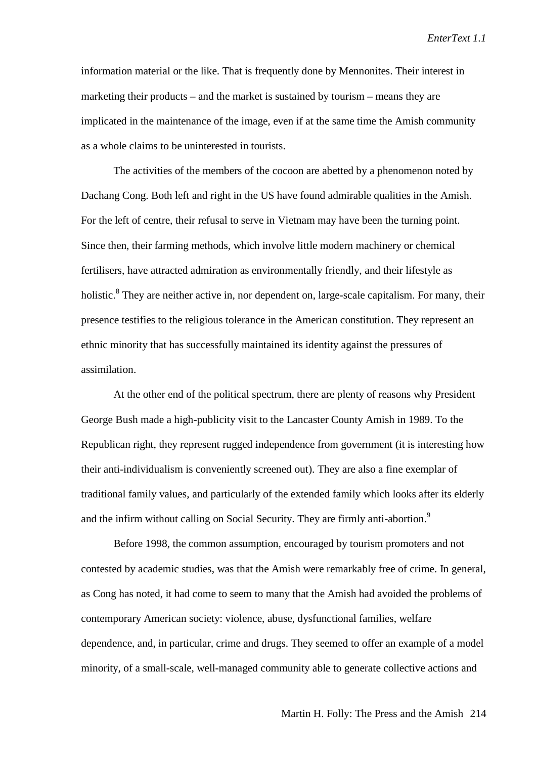information material or the like. That is frequently done by Mennonites. Their interest in marketing their products – and the market is sustained by tourism – means they are implicated in the maintenance of the image, even if at the same time the Amish community as a whole claims to be uninterested in tourists.

The activities of the members of the cocoon are abetted by a phenomenon noted by Dachang Cong. Both left and right in the US have found admirable qualities in the Amish. For the left of centre, their refusal to serve in Vietnam may have been the turning point. Since then, their farming methods, which involve little modern machinery or chemical fertilisers, have attracted admiration as environmentally friendly, and their lifestyle as holistic.[8] They are neither active in, nor dependent on, large-scale capitalism. For many, their presence testifies to the religious tolerance in the American constitution. They represent an ethnic minority that has successfully maintained its identity against the pressures of assimilation.

At the other end of the political spectrum, there are plenty of reasons why President George Bush made a high-publicity visit to the Lancaster County Amish in 1989. To the Republican right, they represent rugged independence from government (it is interesting how their anti-individualism is conveniently screened out). They are also a fine exemplar of traditional family values, and particularly of the extended family which looks after its elderly and the infirm without calling on Social Security. They are firmly anti-abortion.[9]

Before 1998, the common assumption, encouraged by tourism promoters and not contested by academic studies, was that the Amish were remarkably free of crime. In general, as Cong has noted, it had come to seem to many that the Amish had avoided the problems of contemporary American society: violence, abuse, dysfunctional families, welfare dependence, and, in particular, crime and drugs. They seemed to offer an example of a model minority, of a small-scale, well-managed community able to generate collective actions and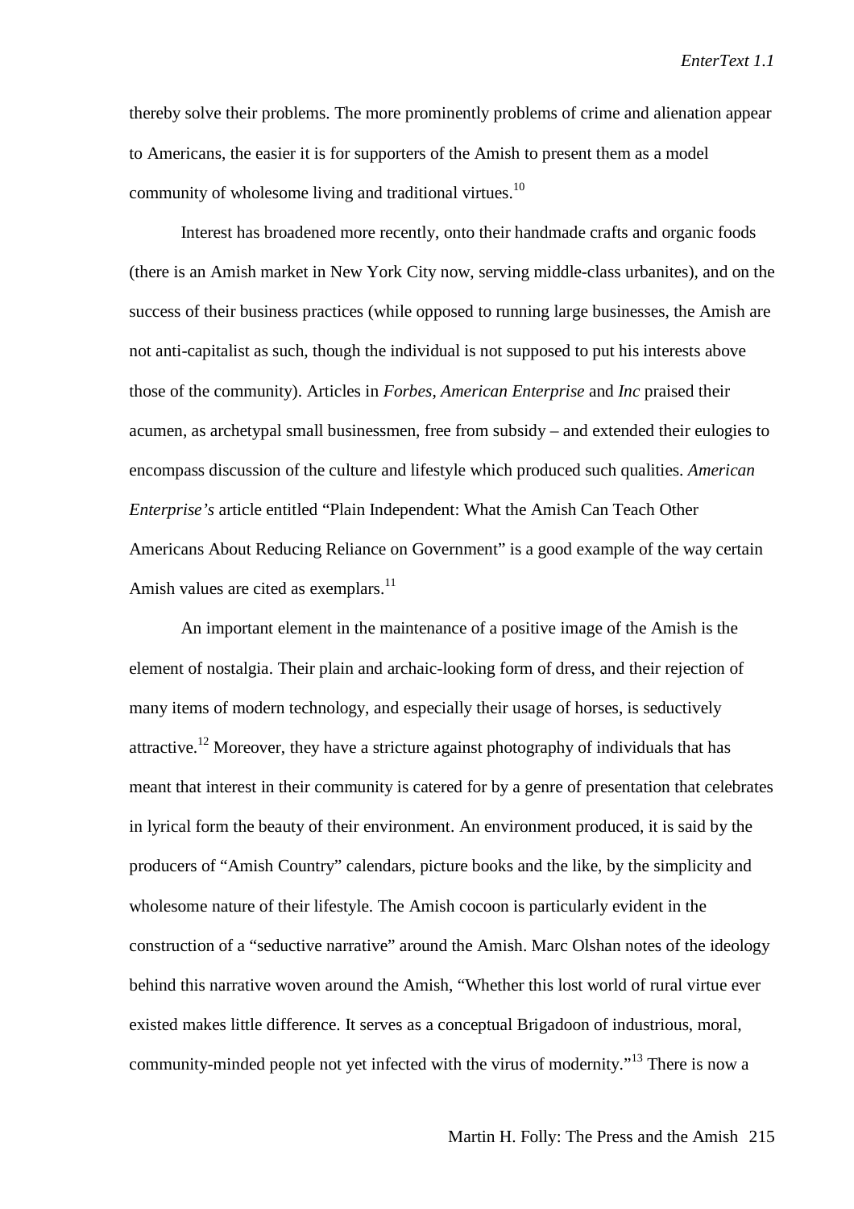thereby solve their problems. The more prominently problems of crime and alienation appear to Americans, the easier it is for supporters of the Amish to present them as a model community of wholesome living and traditional virtues.[10]

Interest has broadened more recently, onto their handmade crafts and organic foods (there is an Amish market in New York City now, serving middle-class urbanites), and on the success of their business practices (while opposed to running large businesses, the Amish are not anti-capitalist as such, though the individual is not supposed to put his interests above those of the community). Articles in *Forbes*, *American Enterprise* and *Inc* praised their acumen, as archetypal small businessmen, free from subsidy – and extended their eulogies to encompass discussion of the culture and lifestyle which produced such qualities. *American Enterprise's* article entitled "Plain Independent: What the Amish Can Teach Other Americans About Reducing Reliance on Government" is a good example of the way certain Amish values are cited as exemplars.[11]

An important element in the maintenance of a positive image of the Amish is the element of nostalgia. Their plain and archaic-looking form of dress, and their rejection of many items of modern technology, and especially their usage of horses, is seductively attractive.[12] Moreover, they have a stricture against photography of individuals that has meant that interest in their community is catered for by a genre of presentation that celebrates in lyrical form the beauty of their environment. An environment produced, it is said by the producers of "Amish Country" calendars, picture books and the like, by the simplicity and wholesome nature of their lifestyle. The Amish cocoon is particularly evident in the construction of a "seductive narrative" around the Amish. Marc Olshan notes of the ideology behind this narrative woven around the Amish, "Whether this lost world of rural virtue ever existed makes little difference. It serves as a conceptual Brigadoon of industrious, moral, community-minded people not yet infected with the virus of modernity."[13] There is now a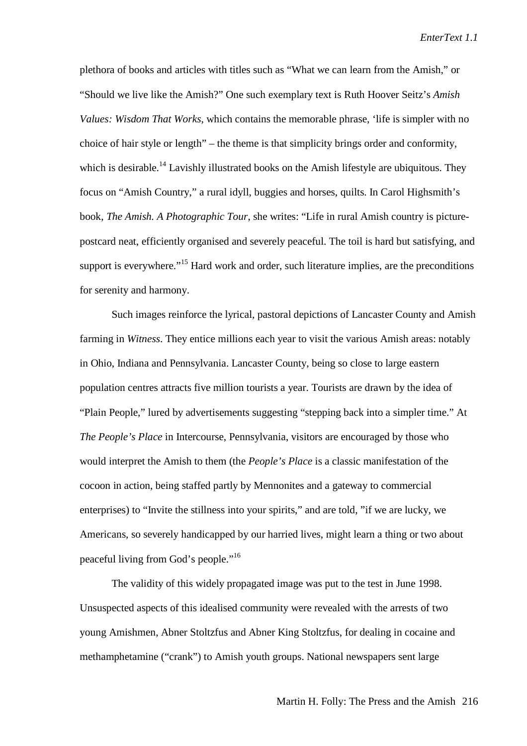plethora of books and articles with titles such as "What we can learn from the Amish," or "Should we live like the Amish?" One such exemplary text is Ruth Hoover Seitz's *Amish Values: Wisdom That Works*, which contains the memorable phrase, 'life is simpler with no choice of hair style or length" – the theme is that simplicity brings order and conformity, which is desirable.[14] Lavishly illustrated books on the Amish lifestyle are ubiquitous. They focus on "Amish Country," a rural idyll, buggies and horses, quilts. In Carol Highsmith's book, *The Amish. A Photographic Tour*, she writes: "Life in rural Amish country is picture-postcard neat, efficiently organised and severely peaceful. The toil is hard but satisfying, and support is everywhere."[15] Hard work and order, such literature implies, are the preconditions for serenity and harmony.

Such images reinforce the lyrical, pastoral depictions of Lancaster County and Amish farming in *Witness*. They entice millions each year to visit the various Amish areas: notably in Ohio, Indiana and Pennsylvania. Lancaster County, being so close to large eastern population centres attracts five million tourists a year. Tourists are drawn by the idea of "Plain People," lured by advertisements suggesting "stepping back into a simpler time." At *The People's Place* in Intercourse, Pennsylvania, visitors are encouraged by those who would interpret the Amish to them (the *People's Place* is a classic manifestation of the cocoon in action, being staffed partly by Mennonites and a gateway to commercial enterprises) to "Invite the stillness into your spirits," and are told, "if we are lucky, we Americans, so severely handicapped by our harried lives, might learn a thing or two about peaceful living from God's people."[16]

The validity of this widely propagated image was put to the test in June 1998. Unsuspected aspects of this idealised community were revealed with the arrests of two young Amishmen, Abner Stoltzfus and Abner King Stoltzfus, for dealing in cocaine and methamphetamine ("crank") to Amish youth groups. National newspapers sent large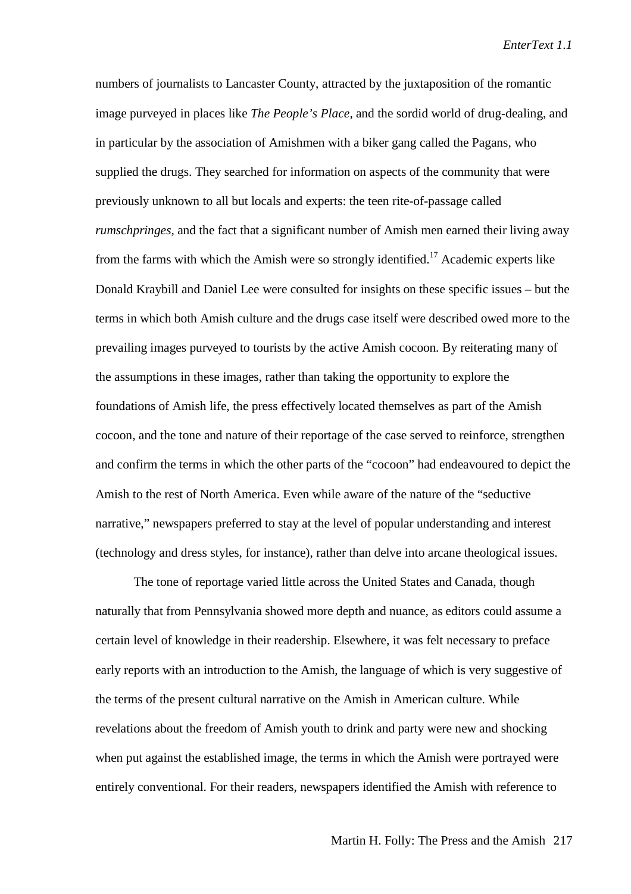numbers of journalists to Lancaster County, attracted by the juxtaposition of the romantic image purveyed in places like *The People's Place*, and the sordid world of drug-dealing, and in particular by the association of Amishmen with a biker gang called the Pagans, who supplied the drugs. They searched for information on aspects of the community that were previously unknown to all but locals and experts: the teen rite-of-passage called *rumschpringes*, and the fact that a significant number of Amish men earned their living away from the farms with which the Amish were so strongly identified.[17] Academic experts like Donald Kraybill and Daniel Lee were consulted for insights on these specific issues – but the terms in which both Amish culture and the drugs case itself were described owed more to the prevailing images purveyed to tourists by the active Amish cocoon. By reiterating many of the assumptions in these images, rather than taking the opportunity to explore the foundations of Amish life, the press effectively located themselves as part of the Amish cocoon, and the tone and nature of their reportage of the case served to reinforce, strengthen and confirm the terms in which the other parts of the "cocoon" had endeavoured to depict the Amish to the rest of North America. Even while aware of the nature of the "seductive narrative," newspapers preferred to stay at the level of popular understanding and interest (technology and dress styles, for instance), rather than delve into arcane theological issues.

The tone of reportage varied little across the United States and Canada, though naturally that from Pennsylvania showed more depth and nuance, as editors could assume a certain level of knowledge in their readership. Elsewhere, it was felt necessary to preface early reports with an introduction to the Amish, the language of which is very suggestive of the terms of the present cultural narrative on the Amish in American culture. While revelations about the freedom of Amish youth to drink and party were new and shocking when put against the established image, the terms in which the Amish were portrayed were entirely conventional. For their readers, newspapers identified the Amish with reference to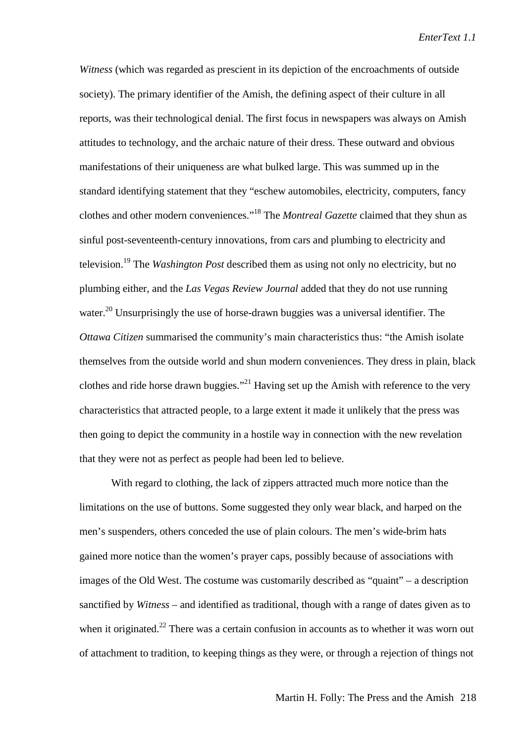*Witness* (which was regarded as prescient in its depiction of the encroachments of outside society). The primary identifier of the Amish, the defining aspect of their culture in all reports, was their technological denial. The first focus in newspapers was always on Amish attitudes to technology, and the archaic nature of their dress. These outward and obvious manifestations of their uniqueness are what bulked large. This was summed up in the standard identifying statement that they "eschew automobiles, electricity, computers, fancy clothes and other modern conveniences."[18] The *Montreal Gazette* claimed that they shun as sinful post-seventeenth-century innovations, from cars and plumbing to electricity and television.[19] The *Washington Post* described them as using not only no electricity, but no plumbing either, and the *Las Vegas Review Journal* added that they do not use running water.[20] Unsurprisingly the use of horse-drawn buggies was a universal identifier. The *Ottawa Citizen* summarised the community's main characteristics thus: "the Amish isolate themselves from the outside world and shun modern conveniences. They dress in plain, black clothes and ride horse drawn buggies."[21] Having set up the Amish with reference to the very characteristics that attracted people, to a large extent it made it unlikely that the press was then going to depict the community in a hostile way in connection with the new revelation that they were not as perfect as people had been led to believe.

With regard to clothing, the lack of zippers attracted much more notice than the limitations on the use of buttons. Some suggested they only wear black, and harped on the men's suspenders, others conceded the use of plain colours. The men's wide-brim hats gained more notice than the women's prayer caps, possibly because of associations with images of the Old West. The costume was customarily described as "quaint" – a description sanctified by *Witness* – and identified as traditional, though with a range of dates given as to when it originated.[22] There was a certain confusion in accounts as to whether it was worn out of attachment to tradition, to keeping things as they were, or through a rejection of things not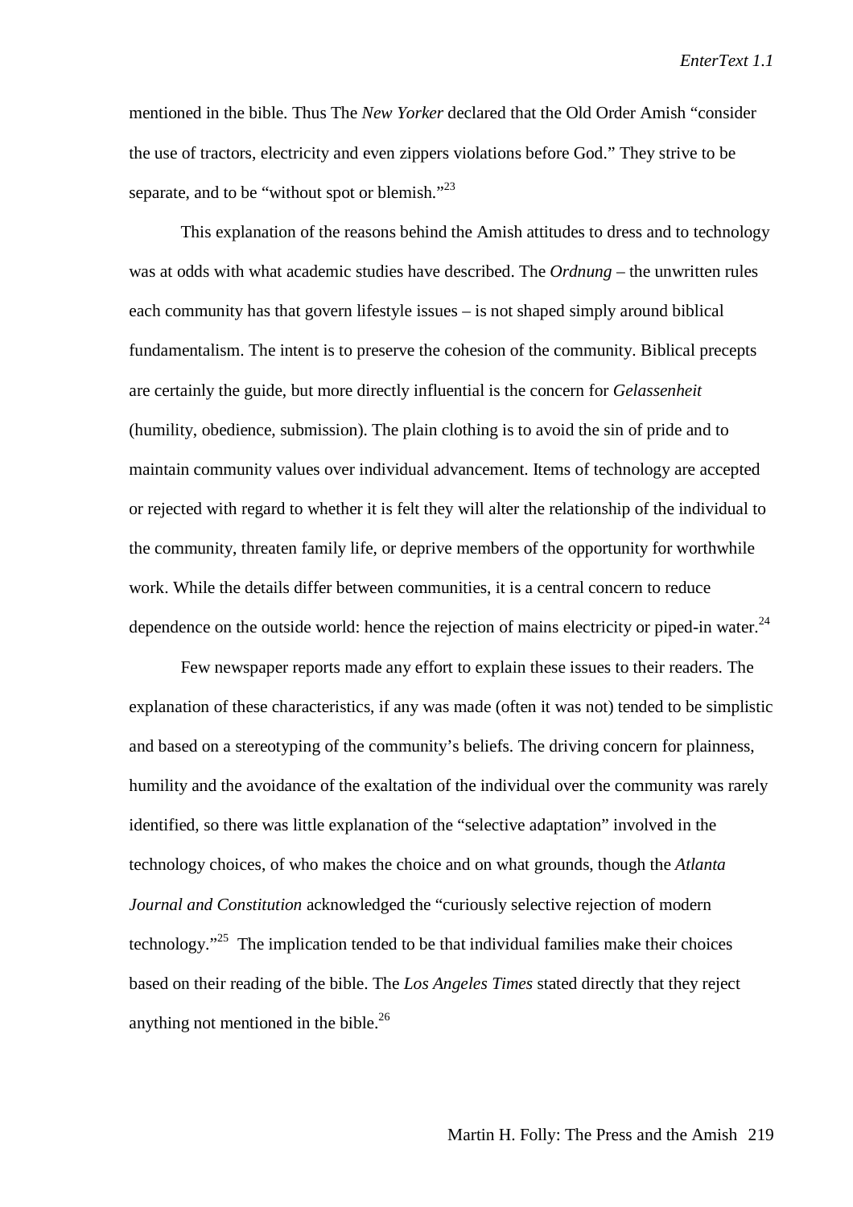mentioned in the bible. Thus The *New Yorker* declared that the Old Order Amish "consider the use of tractors, electricity and even zippers violations before God." They strive to be separate, and to be "without spot or blemish."[23]

This explanation of the reasons behind the Amish attitudes to dress and to technology was at odds with what academic studies have described. The *Ordnung* – the unwritten rules each community has that govern lifestyle issues – is not shaped simply around biblical fundamentalism. The intent is to preserve the cohesion of the community. Biblical precepts are certainly the guide, but more directly influential is the concern for *Gelassenheit* (humility, obedience, submission). The plain clothing is to avoid the sin of pride and to maintain community values over individual advancement. Items of technology are accepted or rejected with regard to whether it is felt they will alter the relationship of the individual to the community, threaten family life, or deprive members of the opportunity for worthwhile work. While the details differ between communities, it is a central concern to reduce dependence on the outside world: hence the rejection of mains electricity or piped-in water.[24]

Few newspaper reports made any effort to explain these issues to their readers. The explanation of these characteristics, if any was made (often it was not) tended to be simplistic and based on a stereotyping of the community's beliefs. The driving concern for plainness, humility and the avoidance of the exaltation of the individual over the community was rarely identified, so there was little explanation of the "selective adaptation" involved in the technology choices, of who makes the choice and on what grounds, though the *Atlanta Journal and Constitution* acknowledged the "curiously selective rejection of modern technology."[25] The implication tended to be that individual families make their choices based on their reading of the bible. The *Los Angeles Times* stated directly that they reject anything not mentioned in the bible.[26]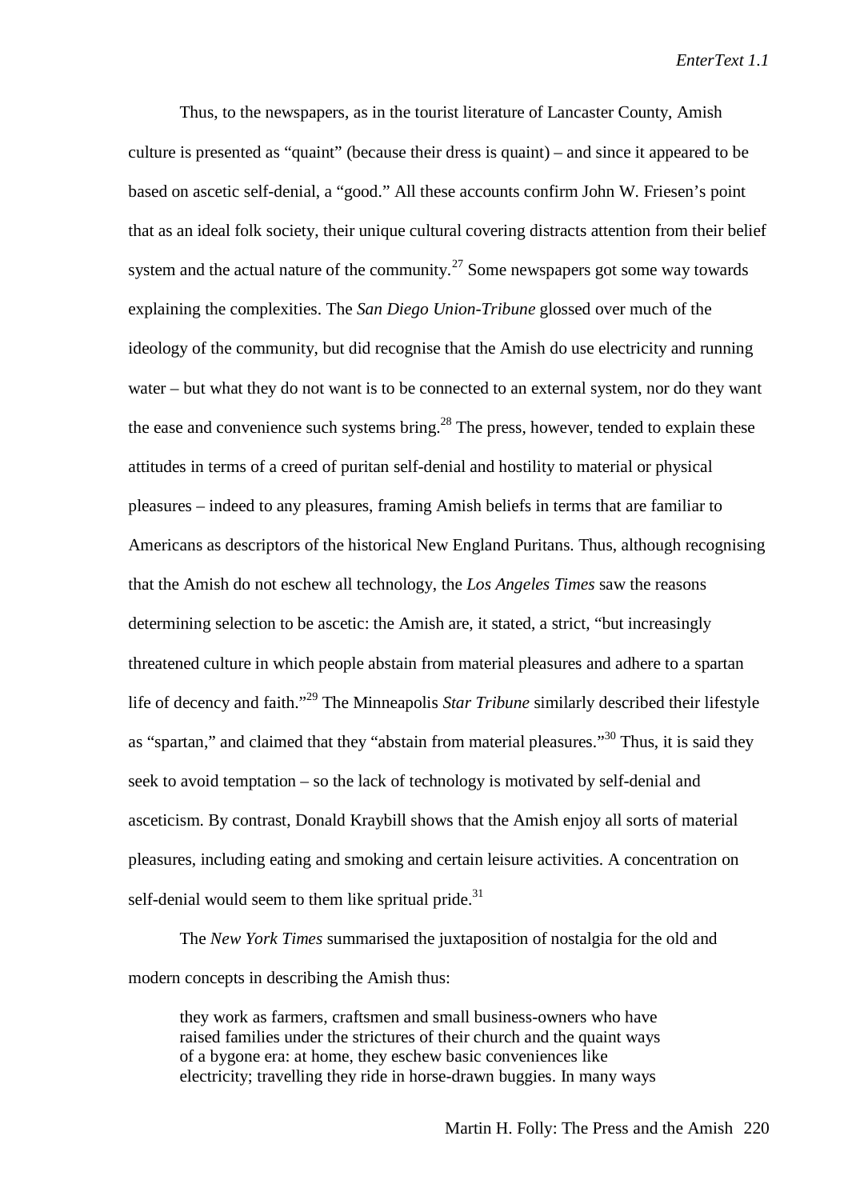Thus, to the newspapers, as in the tourist literature of Lancaster County, Amish culture is presented as "quaint" (because their dress is quaint) – and since it appeared to be based on ascetic self-denial, a "good." All these accounts confirm John W. Friesen's point that as an ideal folk society, their unique cultural covering distracts attention from their belief system and the actual nature of the community.[27] Some newspapers got some way towards explaining the complexities. The *San Diego Union-Tribune* glossed over much of the ideology of the community, but did recognise that the Amish do use electricity and running water – but what they do not want is to be connected to an external system, nor do they want the ease and convenience such systems bring.[28] The press, however, tended to explain these attitudes in terms of a creed of puritan self-denial and hostility to material or physical pleasures – indeed to any pleasures, framing Amish beliefs in terms that are familiar to Americans as descriptors of the historical New England Puritans. Thus, although recognising that the Amish do not eschew all technology, the *Los Angeles Times* saw the reasons determining selection to be ascetic: the Amish are, it stated, a strict, "but increasingly threatened culture in which people abstain from material pleasures and adhere to a spartan life of decency and faith."[29] The Minneapolis *Star Tribune* similarly described their lifestyle as "spartan," and claimed that they "abstain from material pleasures."[30] Thus, it is said they seek to avoid temptation – so the lack of technology is motivated by self-denial and asceticism. By contrast, Donald Kraybill shows that the Amish enjoy all sorts of material pleasures, including eating and smoking and certain leisure activities. A concentration on self-denial would seem to them like spritual pride.[31]

The *New York Times* summarised the juxtaposition of nostalgia for the old and modern concepts in describing the Amish thus:

> they work as farmers, craftsmen and small business-owners who have raised families under the strictures of their church and the quaint ways of a bygone era: at home, they eschew basic conveniences like electricity; travelling they ride in horse-drawn buggies. In many ways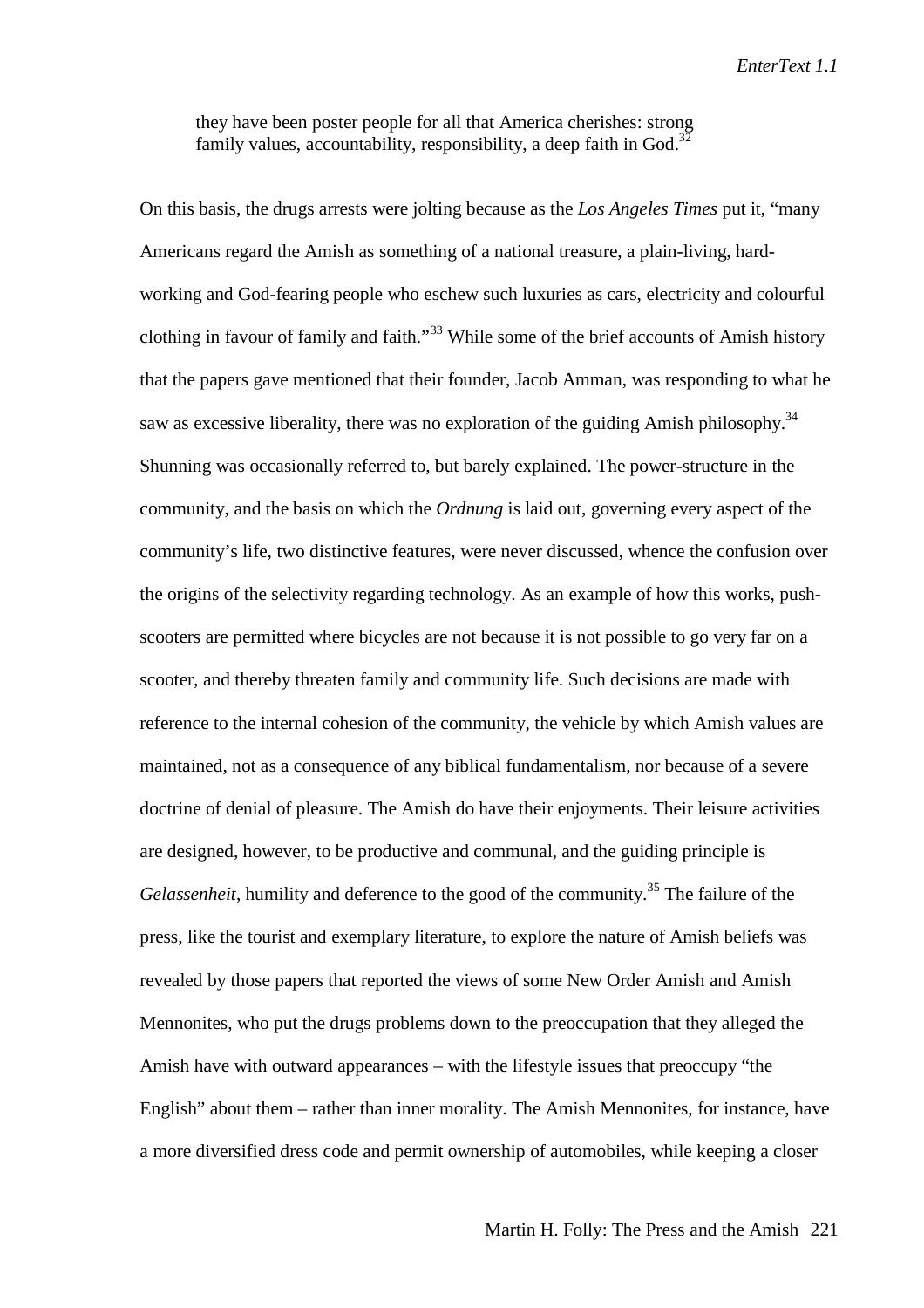> they have been poster people for all that America cherishes: strong family values, accountability, responsibility, a deep faith in God.[32]

On this basis, the drugs arrests were jolting because as the *Los Angeles Times* put it, "many Americans regard the Amish as something of a national treasure, a plain-living, hard-working and God-fearing people who eschew such luxuries as cars, electricity and colourful clothing in favour of family and faith."[33] While some of the brief accounts of Amish history that the papers gave mentioned that their founder, Jacob Amman, was responding to what he saw as excessive liberality, there was no exploration of the guiding Amish philosophy.[34] Shunning was occasionally referred to, but barely explained. The power-structure in the community, and the basis on which the *Ordnung* is laid out, governing every aspect of the community's life, two distinctive features, were never discussed, whence the confusion over the origins of the selectivity regarding technology. As an example of how this works, push-scooters are permitted where bicycles are not because it is not possible to go very far on a scooter, and thereby threaten family and community life. Such decisions are made with reference to the internal cohesion of the community, the vehicle by which Amish values are maintained, not as a consequence of any biblical fundamentalism, nor because of a severe doctrine of denial of pleasure. The Amish do have their enjoyments. Their leisure activities are designed, however, to be productive and communal, and the guiding principle is *Gelassenheit*, humility and deference to the good of the community.[35] The failure of the press, like the tourist and exemplary literature, to explore the nature of Amish beliefs was revealed by those papers that reported the views of some New Order Amish and Amish Mennonites, who put the drugs problems down to the preoccupation that they alleged the Amish have with outward appearances – with the lifestyle issues that preoccupy "the English" about them – rather than inner morality. The Amish Mennonites, for instance, have a more diversified dress code and permit ownership of automobiles, while keeping a closer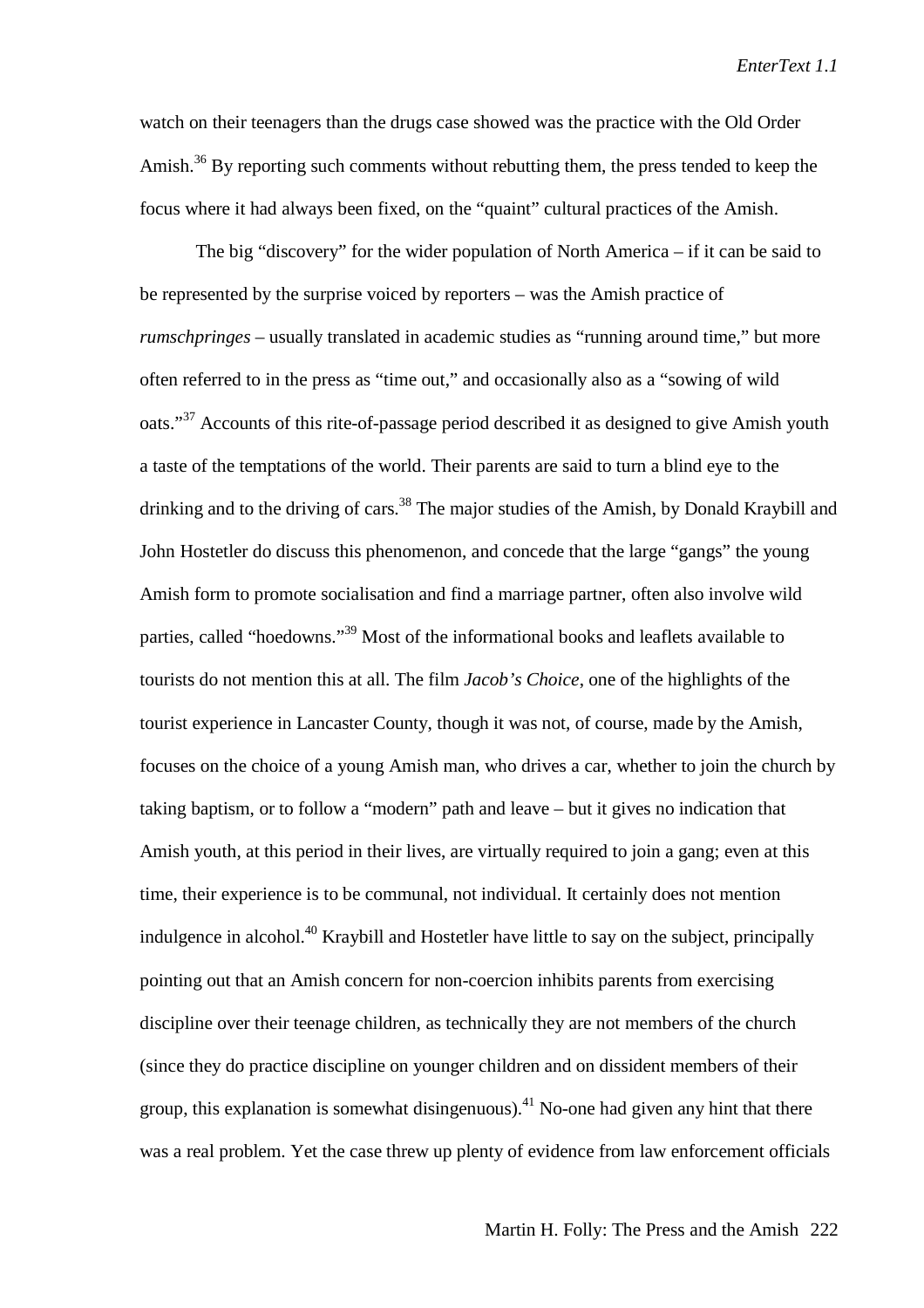watch on their teenagers than the drugs case showed was the practice with the Old Order Amish.[36] By reporting such comments without rebutting them, the press tended to keep the focus where it had always been fixed, on the "quaint" cultural practices of the Amish.

The big "discovery" for the wider population of North America – if it can be said to be represented by the surprise voiced by reporters – was the Amish practice of *rumschpringes* – usually translated in academic studies as "running around time," but more often referred to in the press as "time out," and occasionally also as a "sowing of wild oats."[37] Accounts of this rite-of-passage period described it as designed to give Amish youth a taste of the temptations of the world. Their parents are said to turn a blind eye to the drinking and to the driving of cars.[38] The major studies of the Amish, by Donald Kraybill and John Hostetler do discuss this phenomenon, and concede that the large "gangs" the young Amish form to promote socialisation and find a marriage partner, often also involve wild parties, called "hoedowns."[39] Most of the informational books and leaflets available to tourists do not mention this at all. The film *Jacob's Choice*, one of the highlights of the tourist experience in Lancaster County, though it was not, of course, made by the Amish, focuses on the choice of a young Amish man, who drives a car, whether to join the church by taking baptism, or to follow a "modern" path and leave – but it gives no indication that Amish youth, at this period in their lives, are virtually required to join a gang; even at this time, their experience is to be communal, not individual. It certainly does not mention indulgence in alcohol.[40] Kraybill and Hostetler have little to say on the subject, principally pointing out that an Amish concern for non-coercion inhibits parents from exercising discipline over their teenage children, as technically they are not members of the church (since they do practice discipline on younger children and on dissident members of their group, this explanation is somewhat disingenuous).[41] No-one had given any hint that there was a real problem. Yet the case threw up plenty of evidence from law enforcement officials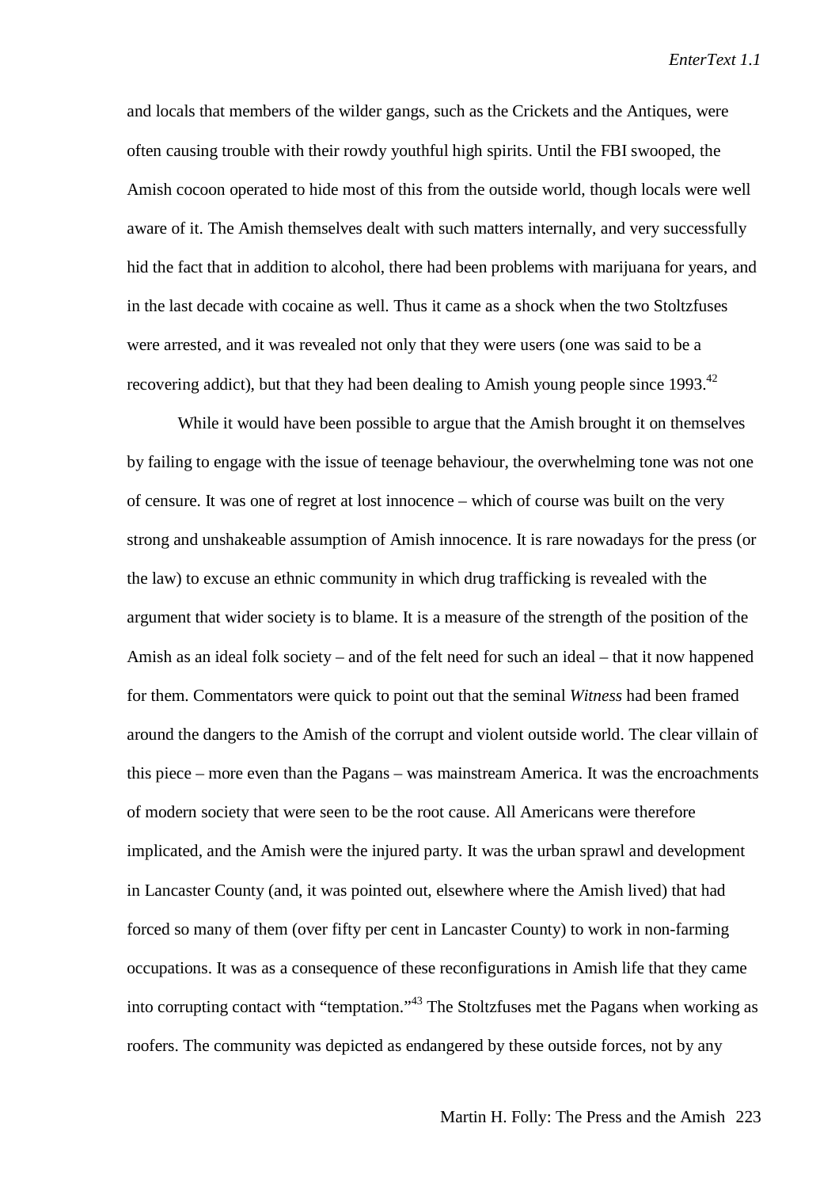and locals that members of the wilder gangs, such as the Crickets and the Antiques, were often causing trouble with their rowdy youthful high spirits. Until the FBI swooped, the Amish cocoon operated to hide most of this from the outside world, though locals were well aware of it. The Amish themselves dealt with such matters internally, and very successfully hid the fact that in addition to alcohol, there had been problems with marijuana for years, and in the last decade with cocaine as well. Thus it came as a shock when the two Stoltzfuses were arrested, and it was revealed not only that they were users (one was said to be a recovering addict), but that they had been dealing to Amish young people since 1993.[42]

While it would have been possible to argue that the Amish brought it on themselves by failing to engage with the issue of teenage behaviour, the overwhelming tone was not one of censure. It was one of regret at lost innocence – which of course was built on the very strong and unshakeable assumption of Amish innocence. It is rare nowadays for the press (or the law) to excuse an ethnic community in which drug trafficking is revealed with the argument that wider society is to blame. It is a measure of the strength of the position of the Amish as an ideal folk society – and of the felt need for such an ideal – that it now happened for them. Commentators were quick to point out that the seminal *Witness* had been framed around the dangers to the Amish of the corrupt and violent outside world. The clear villain of this piece – more even than the Pagans – was mainstream America. It was the encroachments of modern society that were seen to be the root cause. All Americans were therefore implicated, and the Amish were the injured party. It was the urban sprawl and development in Lancaster County (and, it was pointed out, elsewhere where the Amish lived) that had forced so many of them (over fifty per cent in Lancaster County) to work in non-farming occupations. It was as a consequence of these reconfigurations in Amish life that they came into corrupting contact with "temptation."[43] The Stoltzfuses met the Pagans when working as roofers. The community was depicted as endangered by these outside forces, not by any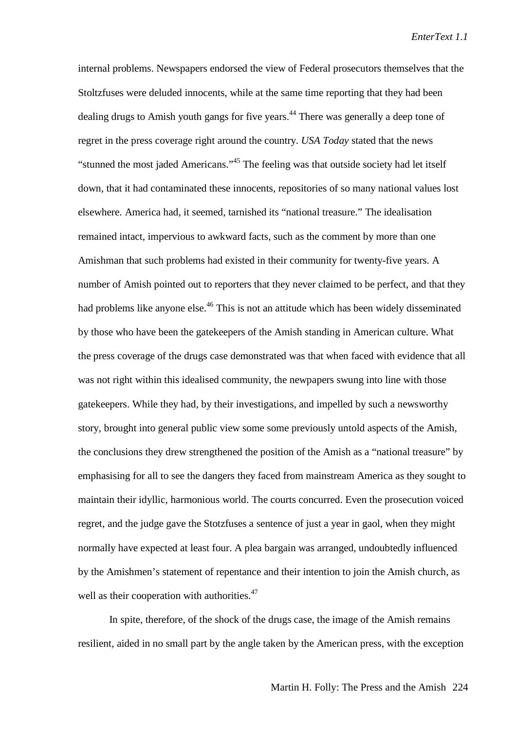internal problems. Newspapers endorsed the view of Federal prosecutors themselves that the Stoltzfuses were deluded innocents, while at the same time reporting that they had been dealing drugs to Amish youth gangs for five years.[44] There was generally a deep tone of regret in the press coverage right around the country. *USA Today* stated that the news "stunned the most jaded Americans."[45] The feeling was that outside society had let itself down, that it had contaminated these innocents, repositories of so many national values lost elsewhere. America had, it seemed, tarnished its "national treasure." The idealisation remained intact, impervious to awkward facts, such as the comment by more than one Amishman that such problems had existed in their community for twenty-five years. A number of Amish pointed out to reporters that they never claimed to be perfect, and that they had problems like anyone else.[46] This is not an attitude which has been widely disseminated by those who have been the gatekeepers of the Amish standing in American culture. What the press coverage of the drugs case demonstrated was that when faced with evidence that all was not right within this idealised community, the newpapers swung into line with those gatekeepers. While they had, by their investigations, and impelled by such a newsworthy story, brought into general public view some some previously untold aspects of the Amish, the conclusions they drew strengthened the position of the Amish as a "national treasure" by emphasising for all to see the dangers they faced from mainstream America as they sought to maintain their idyllic, harmonious world. The courts concurred. Even the prosecution voiced regret, and the judge gave the Stotzfuses a sentence of just a year in gaol, when they might normally have expected at least four. A plea bargain was arranged, undoubtedly influenced by the Amishmen's statement of repentance and their intention to join the Amish church, as well as their cooperation with authorities.[47]

In spite, therefore, of the shock of the drugs case, the image of the Amish remains resilient, aided in no small part by the angle taken by the American press, with the exception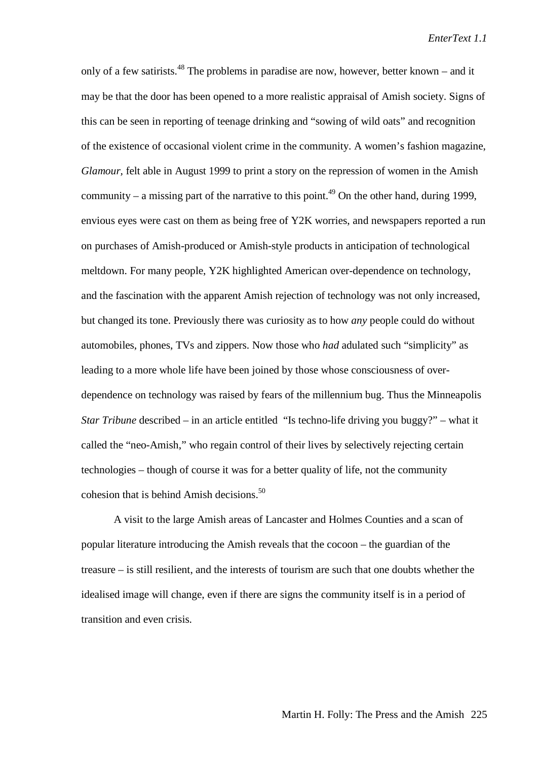only of a few satirists.[48] The problems in paradise are now, however, better known – and it may be that the door has been opened to a more realistic appraisal of Amish society. Signs of this can be seen in reporting of teenage drinking and "sowing of wild oats" and recognition of the existence of occasional violent crime in the community. A women's fashion magazine, *Glamour*, felt able in August 1999 to print a story on the repression of women in the Amish community – a missing part of the narrative to this point.[49] On the other hand, during 1999, envious eyes were cast on them as being free of Y2K worries, and newspapers reported a run on purchases of Amish-produced or Amish-style products in anticipation of technological meltdown. For many people, Y2K highlighted American over-dependence on technology, and the fascination with the apparent Amish rejection of technology was not only increased, but changed its tone. Previously there was curiosity as to how *any* people could do without automobiles, phones, TVs and zippers. Now those who *had* adulated such "simplicity" as leading to a more whole life have been joined by those whose consciousness of over-dependence on technology was raised by fears of the millennium bug. Thus the Minneapolis *Star Tribune* described – in an article entitled "Is techno-life driving you buggy?" – what it called the "neo-Amish," who regain control of their lives by selectively rejecting certain technologies – though of course it was for a better quality of life, not the community cohesion that is behind Amish decisions.[50]

A visit to the large Amish areas of Lancaster and Holmes Counties and a scan of popular literature introducing the Amish reveals that the cocoon – the guardian of the treasure – is still resilient, and the interests of tourism are such that one doubts whether the idealised image will change, even if there are signs the community itself is in a period of transition and even crisis.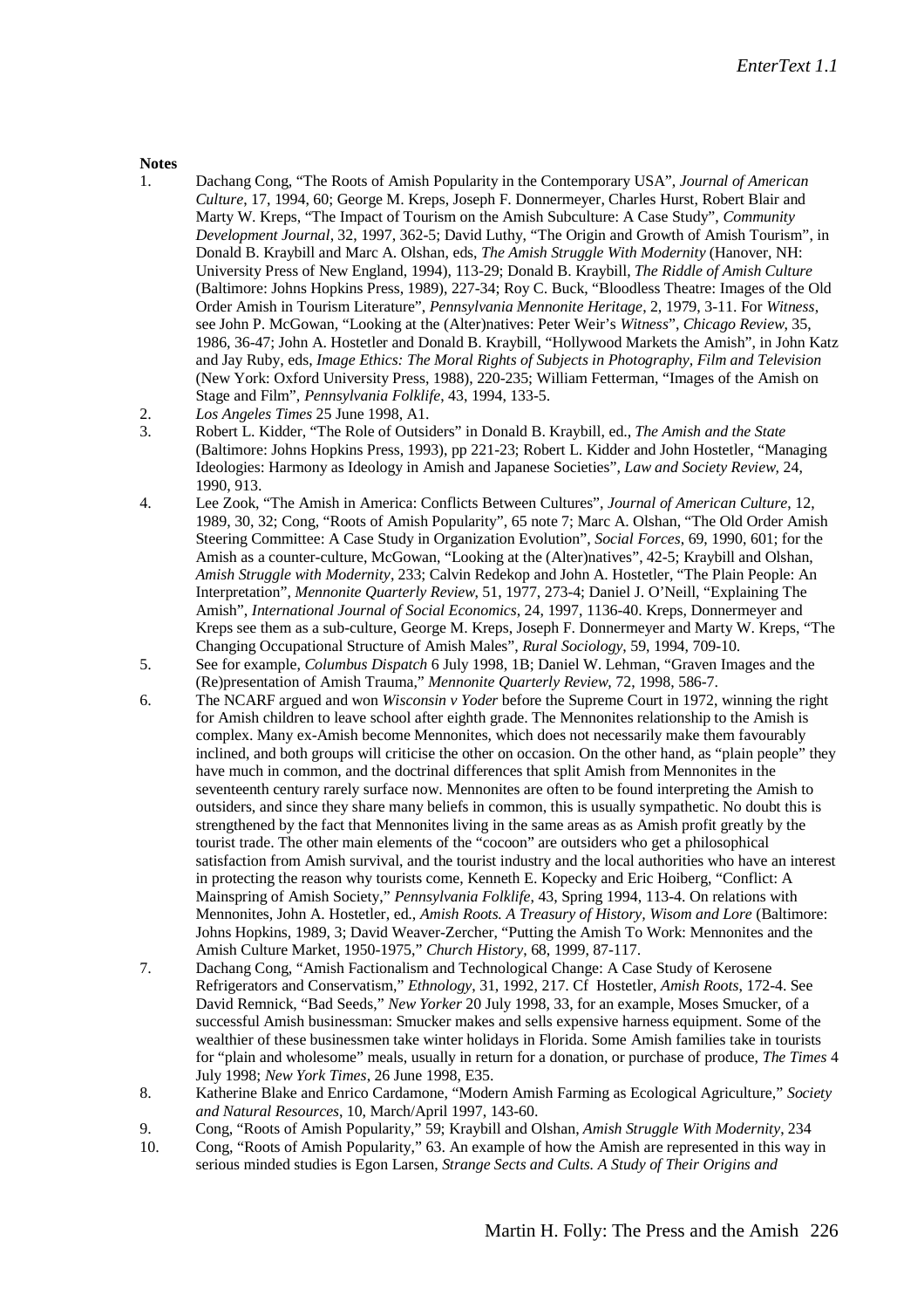**Notes**

1. Dachang Cong, "The Roots of Amish Popularity in the Contemporary USA", *Journal of American Culture*, 17, 1994, 60; George M. Kreps, Joseph F. Donnermeyer, Charles Hurst, Robert Blair and Marty W. Kreps, "The Impact of Tourism on the Amish Subculture: A Case Study", *Community Development Journal*, 32, 1997, 362-5; David Luthy, "The Origin and Growth of Amish Tourism", in Donald B. Kraybill and Marc A. Olshan, eds, *The Amish Struggle With Modernity* (Hanover, NH: University Press of New England, 1994), 113-29; Donald B. Kraybill, *The Riddle of Amish Culture* (Baltimore: Johns Hopkins Press, 1989), 227-34; Roy C. Buck, "Bloodless Theatre: Images of the Old Order Amish in Tourism Literature", *Pennsylvania Mennonite Heritage*, 2, 1979, 3-11. For *Witness*, see John P. McGowan, "Looking at the (Alter)natives: Peter Weir's *Witness*", *Chicago Review*, 35, 1986, 36-47; John A. Hostetler and Donald B. Kraybill, "Hollywood Markets the Amish", in John Katz and Jay Ruby, eds, *Image Ethics: The Moral Rights of Subjects in Photography, Film and Television* (New York: Oxford University Press, 1988), 220-235; William Fetterman, "Images of the Amish on Stage and Film", *Pennsylvania Folklife*, 43, 1994, 133-5.
2. *Los Angeles Times* 25 June 1998, A1.
3. Robert L. Kidder, "The Role of Outsiders" in Donald B. Kraybill, ed., *The Amish and the State* (Baltimore: Johns Hopkins Press, 1993), pp 221-23; Robert L. Kidder and John Hostetler, "Managing Ideologies: Harmony as Ideology in Amish and Japanese Societies", *Law and Society Review*, 24, 1990, 913.
4. Lee Zook, "The Amish in America: Conflicts Between Cultures", *Journal of American Culture*, 12, 1989, 30, 32; Cong, "Roots of Amish Popularity", 65 note 7; Marc A. Olshan, "The Old Order Amish Steering Committee: A Case Study in Organization Evolution", *Social Forces*, 69, 1990, 601; for the Amish as a counter-culture, McGowan, "Looking at the (Alter)natives", 42-5; Kraybill and Olshan, *Amish Struggle with Modernity*, 233; Calvin Redekop and John A. Hostetler, "The Plain People: An Interpretation", *Mennonite Quarterly Review*, 51, 1977, 273-4; Daniel J. O'Neill, "Explaining The Amish", *International Journal of Social Economics*, 24, 1997, 1136-40. Kreps, Donnermeyer and Kreps see them as a sub-culture, George M. Kreps, Joseph F. Donnermeyer and Marty W. Kreps, "The Changing Occupational Structure of Amish Males", *Rural Sociology*, 59, 1994, 709-10.
5. See for example, *Columbus Dispatch* 6 July 1998, 1B; Daniel W. Lehman, "Graven Images and the (Re)presentation of Amish Trauma," *Mennonite Quarterly Review*, 72, 1998, 586-7.
6. The NCARF argued and won *Wisconsin v Yoder* before the Supreme Court in 1972, winning the right for Amish children to leave school after eighth grade. The Mennonites relationship to the Amish is complex. Many ex-Amish become Mennonites, which does not necessarily make them favourably inclined, and both groups will criticise the other on occasion. On the other hand, as "plain people" they have much in common, and the doctrinal differences that split Amish from Mennonites in the seventeenth century rarely surface now. Mennonites are often to be found interpreting the Amish to outsiders, and since they share many beliefs in common, this is usually sympathetic. No doubt this is strengthened by the fact that Mennonites living in the same areas as as Amish profit greatly by the tourist trade. The other main elements of the "cocoon" are outsiders who get a philosophical satisfaction from Amish survival, and the tourist industry and the local authorities who have an interest in protecting the reason why tourists come, Kenneth E. Kopecky and Eric Hoiberg, "Conflict: A Mainspring of Amish Society," *Pennsylvania Folklife*, 43, Spring 1994, 113-4. On relations with Mennonites, John A. Hostetler, ed., *Amish Roots. A Treasury of History, Wisom and Lore* (Baltimore: Johns Hopkins, 1989, 3; David Weaver-Zercher, "Putting the Amish To Work: Mennonites and the Amish Culture Market, 1950-1975," *Church History*, 68, 1999, 87-117.
7. Dachang Cong, "Amish Factionalism and Technological Change: A Case Study of Kerosene Refrigerators and Conservatism," *Ethnology*, 31, 1992, 217. Cf Hostetler, *Amish Roots*, 172-4. See David Remnick, "Bad Seeds," *New Yorker* 20 July 1998, 33, for an example, Moses Smucker, of a successful Amish businessman: Smucker makes and sells expensive harness equipment. Some of the wealthier of these businessmen take winter holidays in Florida. Some Amish families take in tourists for "plain and wholesome" meals, usually in return for a donation, or purchase of produce, *The Times* 4 July 1998; *New York Times*, 26 June 1998, E35.
8. Katherine Blake and Enrico Cardamone, "Modern Amish Farming as Ecological Agriculture," *Society and Natural Resources*, 10, March/April 1997, 143-60.
9. Cong, "Roots of Amish Popularity," 59; Kraybill and Olshan, *Amish Struggle With Modernity*, 234
10. Cong, "Roots of Amish Popularity," 63. An example of how the Amish are represented in this way in serious minded studies is Egon Larsen, *Strange Sects and Cults. A Study of Their Origins and*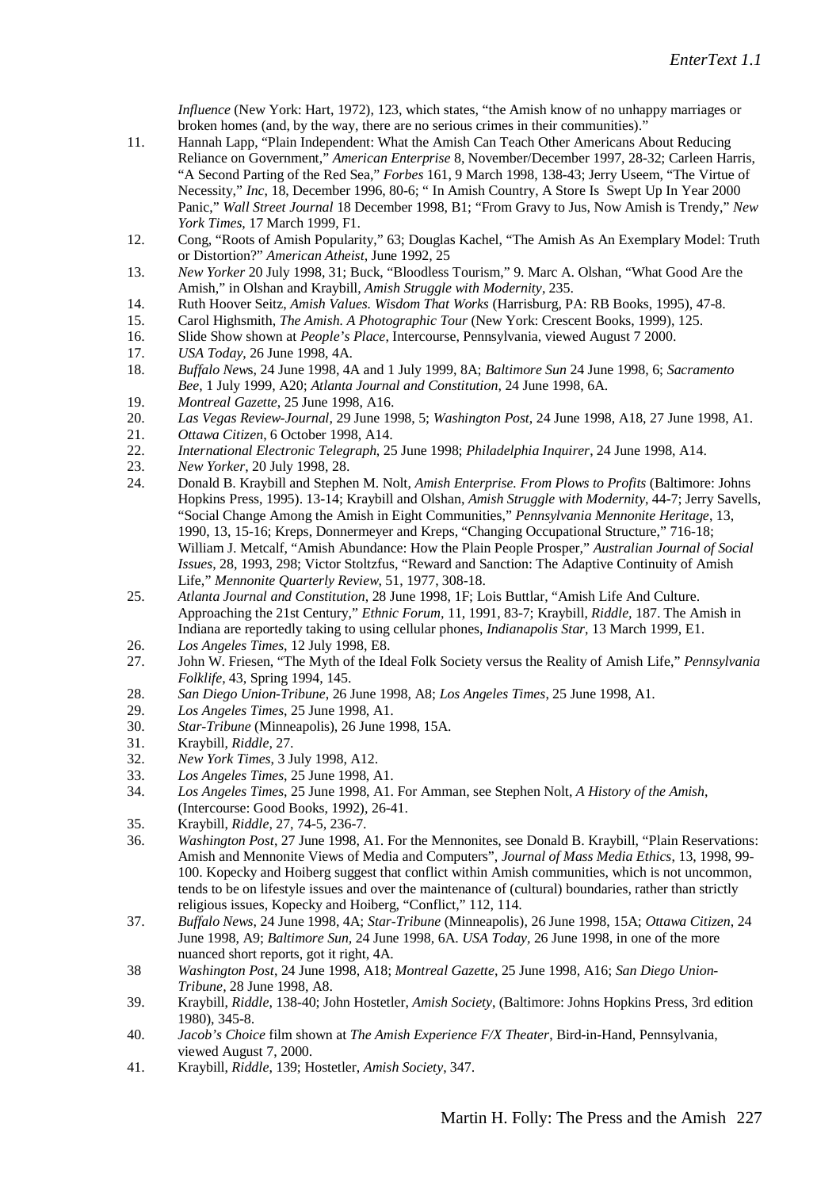*Influence* (New York: Hart, 1972), 123, which states, "the Amish know of no unhappy marriages or broken homes (and, by the way, there are no serious crimes in their communities)."

11. Hannah Lapp, "Plain Independent: What the Amish Can Teach Other Americans About Reducing Reliance on Government," *American Enterprise* 8, November/December 1997, 28-32; Carleen Harris, "A Second Parting of the Red Sea," *Forbes* 161, 9 March 1998, 138-43; Jerry Useem, "The Virtue of Necessity," *Inc*, 18, December 1996, 80-6; " In Amish Country, A Store Is Swept Up In Year 2000 Panic," *Wall Street Journal* 18 December 1998, B1; "From Gravy to Jus, Now Amish is Trendy," *New York Times*, 17 March 1999, F1.
12. Cong, "Roots of Amish Popularity," 63; Douglas Kachel, "The Amish As An Exemplary Model: Truth or Distortion?" *American Atheist*, June 1992, 25
13. *New Yorker* 20 July 1998, 31; Buck, "Bloodless Tourism," 9. Marc A. Olshan, "What Good Are the Amish," in Olshan and Kraybill, *Amish Struggle with Modernity*, 235.
14. Ruth Hoover Seitz, *Amish Values. Wisdom That Works* (Harrisburg, PA: RB Books, 1995), 47-8.
15. Carol Highsmith, *The Amish. A Photographic Tour* (New York: Crescent Books, 1999), 125.
16. Slide Show shown at *People's Place*, Intercourse, Pennsylvania, viewed August 7 2000.
17. *USA Today*, 26 June 1998, 4A.
18. *Buffalo News*, 24 June 1998, 4A and 1 July 1999, 8A; *Baltimore Sun* 24 June 1998, 6; *Sacramento Bee*, 1 July 1999, A20; *Atlanta Journal and Constitution*, 24 June 1998, 6A.
19. *Montreal Gazette*, 25 June 1998, A16.
20. *Las Vegas Review-Journal*, 29 June 1998, 5; *Washington Post*, 24 June 1998, A18, 27 June 1998, A1.
21. *Ottawa Citizen*, 6 October 1998, A14.
22. *International Electronic Telegraph*, 25 June 1998; *Philadelphia Inquirer*, 24 June 1998, A14.
23. *New Yorker*, 20 July 1998, 28.
24. Donald B. Kraybill and Stephen M. Nolt, *Amish Enterprise. From Plows to Profits* (Baltimore: Johns Hopkins Press, 1995). 13-14; Kraybill and Olshan, *Amish Struggle with Modernity*, 44-7; Jerry Savells, "Social Change Among the Amish in Eight Communities," *Pennsylvania Mennonite Heritage*, 13, 1990, 13, 15-16; Kreps, Donnermeyer and Kreps, "Changing Occupational Structure," 716-18; William J. Metcalf, "Amish Abundance: How the Plain People Prosper," *Australian Journal of Social Issues*, 28, 1993, 298; Victor Stoltzfus, "Reward and Sanction: The Adaptive Continuity of Amish Life," *Mennonite Quarterly Review*, 51, 1977, 308-18.
25. *Atlanta Journal and Constitution*, 28 June 1998, 1F; Lois Buttlar, "Amish Life And Culture. Approaching the 21st Century," *Ethnic Forum*, 11, 1991, 83-7; Kraybill, *Riddle*, 187. The Amish in Indiana are reportedly taking to using cellular phones, *Indianapolis Star*, 13 March 1999, E1.
26. *Los Angeles Times*, 12 July 1998, E8.
27. John W. Friesen, "The Myth of the Ideal Folk Society versus the Reality of Amish Life," *Pennsylvania Folklife*, 43, Spring 1994, 145.
28. *San Diego Union-Tribune*, 26 June 1998, A8; *Los Angeles Times*, 25 June 1998, A1.
29. *Los Angeles Times*, 25 June 1998, A1.
30. *Star-Tribune* (Minneapolis), 26 June 1998, 15A.
31. Kraybill, *Riddle*, 27.
32. *New York Times*, 3 July 1998, A12.
33. *Los Angeles Times*, 25 June 1998, A1.
34. *Los Angeles Times*, 25 June 1998, A1. For Amman, see Stephen Nolt, *A History of the Amish*, (Intercourse: Good Books, 1992), 26-41.
35. Kraybill, *Riddle*, 27, 74-5, 236-7.
36. *Washington Post*, 27 June 1998, A1. For the Mennonites, see Donald B. Kraybill, "Plain Reservations: Amish and Mennonite Views of Media and Computers", *Journal of Mass Media Ethics*, 13, 1998, 99-100. Kopecky and Hoiberg suggest that conflict within Amish communities, which is not uncommon, tends to be on lifestyle issues and over the maintenance of (cultural) boundaries, rather than strictly religious issues, Kopecky and Hoiberg, "Conflict," 112, 114.
37. *Buffalo News*, 24 June 1998, 4A; *Star-Tribune* (Minneapolis), 26 June 1998, 15A; *Ottawa Citizen*, 24 June 1998, A9; *Baltimore Sun*, 24 June 1998, 6A. *USA Today*, 26 June 1998, in one of the more nuanced short reports, got it right, 4A.
38. *Washington Post*, 24 June 1998, A18; *Montreal Gazette*, 25 June 1998, A16; *San Diego Union-Tribune*, 28 June 1998, A8.
39. Kraybill, *Riddle*, 138-40; John Hostetler, *Amish Society*, (Baltimore: Johns Hopkins Press, 3rd edition 1980), 345-8.
40. *Jacob's Choice* film shown at *The Amish Experience F/X Theater*, Bird-in-Hand, Pennsylvania, viewed August 7, 2000.
41. Kraybill, *Riddle*, 139; Hostetler, *Amish Society*, 347.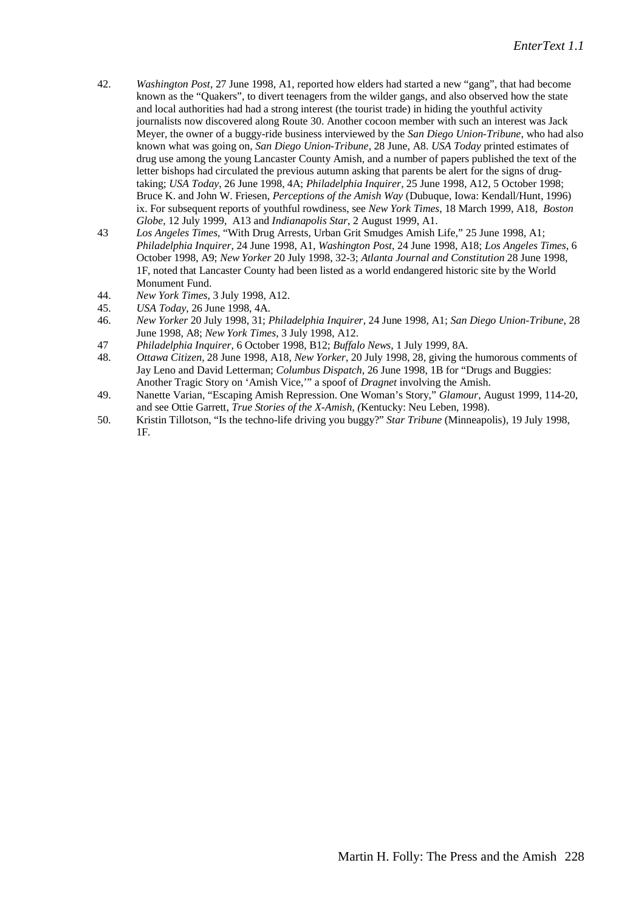42. *Washington Post*, 27 June 1998, A1, reported how elders had started a new "gang", that had become known as the "Quakers", to divert teenagers from the wilder gangs, and also observed how the state and local authorities had had a strong interest (the tourist trade) in hiding the youthful activity journalists now discovered along Route 30. Another cocoon member with such an interest was Jack Meyer, the owner of a buggy-ride business interviewed by the *San Diego Union-Tribune*, who had also known what was going on, *San Diego Union-Tribune*, 28 June, A8. *USA Today* printed estimates of drug use among the young Lancaster County Amish, and a number of papers published the text of the letter bishops had circulated the previous autumn asking that parents be alert for the signs of drug-taking; *USA Today*, 26 June 1998, 4A; *Philadelphia Inquirer*, 25 June 1998, A12, 5 October 1998; Bruce K. and John W. Friesen, *Perceptions of the Amish Way* (Dubuque, Iowa: Kendall/Hunt, 1996) ix. For subsequent reports of youthful rowdiness, see *New York Times*, 18 March 1999, A18, *Boston Globe*, 12 July 1999, A13 and *Indianapolis Star*, 2 August 1999, A1.

43 *Los Angeles Times*, "With Drug Arrests, Urban Grit Smudges Amish Life," 25 June 1998, A1; *Philadelphia Inquirer*, 24 June 1998, A1, *Washington Post*, 24 June 1998, A18; *Los Angeles Times*, 6 October 1998, A9; *New Yorker* 20 July 1998, 32-3; *Atlanta Journal and Constitution* 28 June 1998, 1F, noted that Lancaster County had been listed as a world endangered historic site by the World Monument Fund.

44. *New York Times*, 3 July 1998, A12.

45. *USA Today*, 26 June 1998, 4A.

46. *New Yorker* 20 July 1998, 31; *Philadelphia Inquirer*, 24 June 1998, A1; *San Diego Union-Tribune*, 28 June 1998, A8; *New York Times*, 3 July 1998, A12.

47 *Philadelphia Inquirer*, 6 October 1998, B12; *Buffalo News*, 1 July 1999, 8A.

48. *Ottawa Citizen*, 28 June 1998, A18, *New Yorker*, 20 July 1998, 28, giving the humorous comments of Jay Leno and David Letterman; *Columbus Dispatch*, 26 June 1998, 1B for "Drugs and Buggies: Another Tragic Story on 'Amish Vice,'" a spoof of *Dragnet* involving the Amish.

49. Nanette Varian, "Escaping Amish Repression. One Woman's Story," *Glamour*, August 1999, 114-20, and see Ottie Garrett, *True Stories of the X-Amish, (*Kentucky: Neu Leben, 1998).

50. Kristin Tillotson, "Is the techno-life driving you buggy?" *Star Tribune* (Minneapolis), 19 July 1998, 1F.